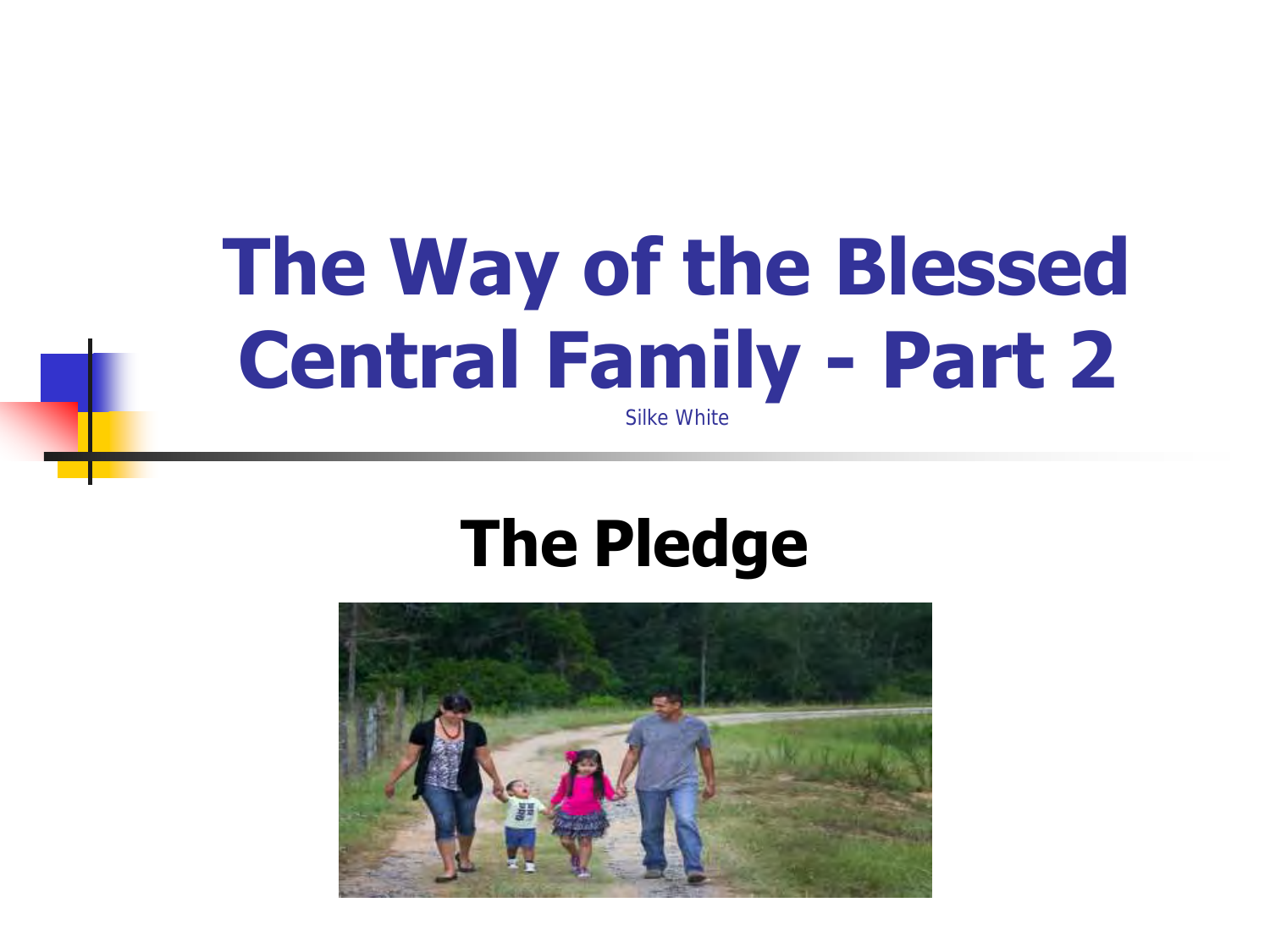# The Way of the Blessed Central Family - Part 2

Silke White

## The Pledge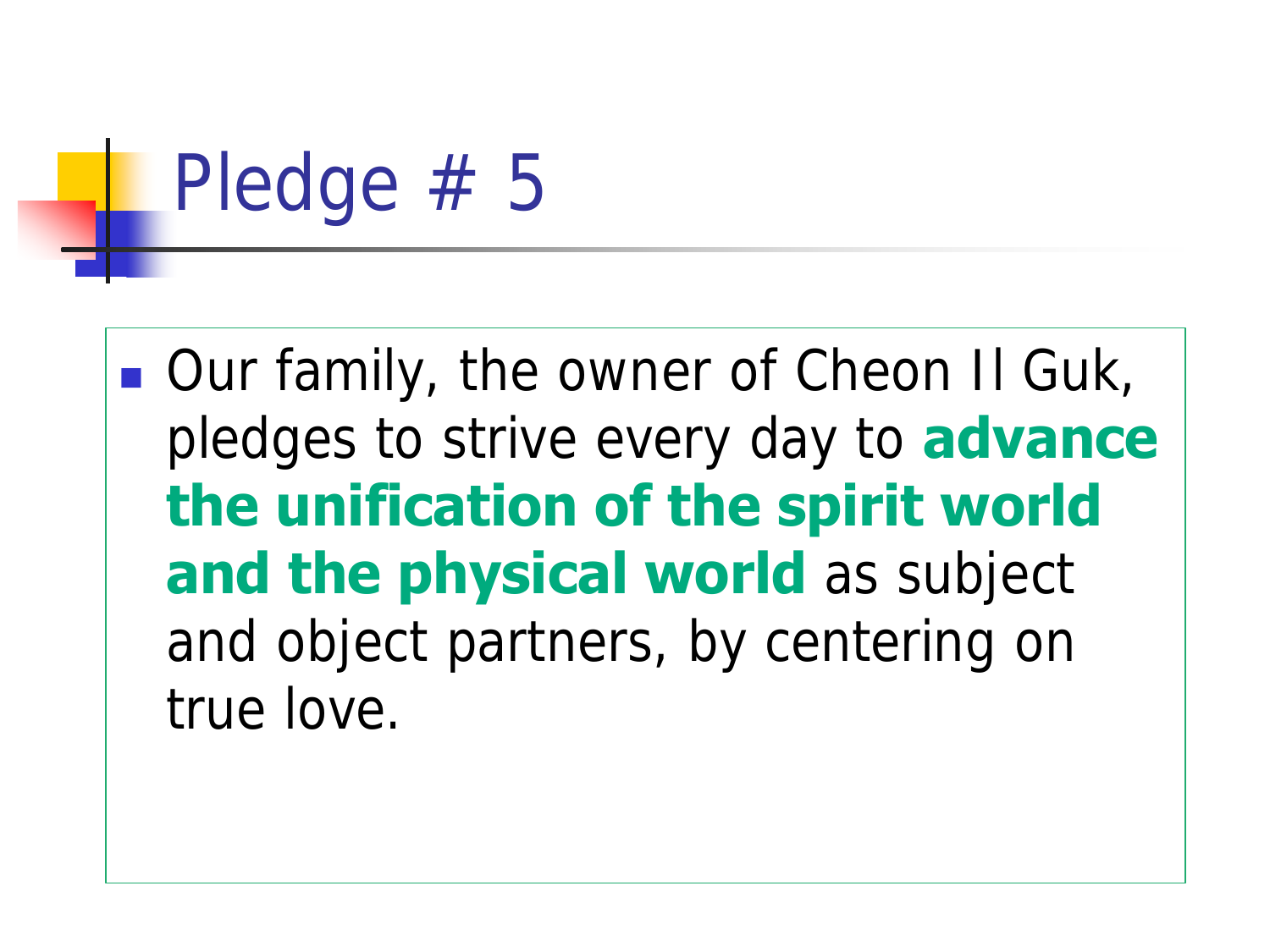# Pledge # 5

- Our family, the owner of Cheon Il Guk, pledges to strive every day to **advance the unification of the spirit world and the physical world** as subject and object partners, by centering on true love.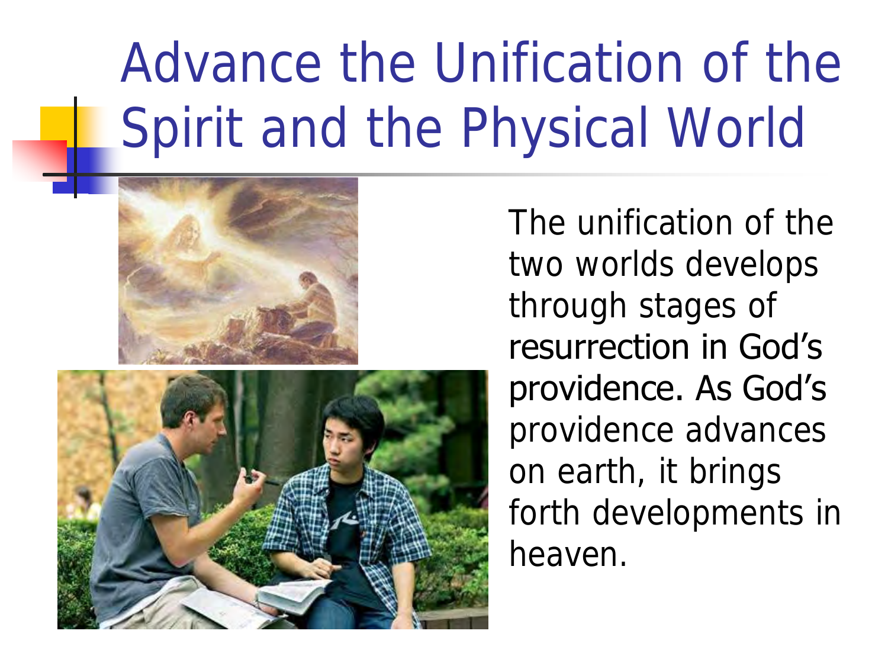# Advance the Unification of the Spirit and the Physical World

The unification of the two worlds develops through stages of resurrection in God's providence. As God's providence advances on earth, it brings forth developments in heaven.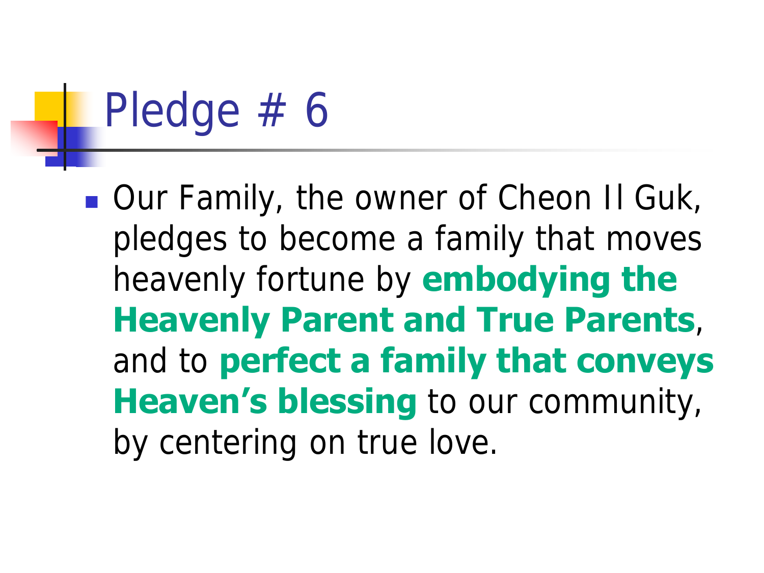# Pledge # 6

- Our Family, the owner of Cheon Il Guk, pledges to become a family that moves heavenly fortune by **embodying the Heavenly Parent and True Parents**, and to **perfect a family that conveys Heaven's blessing** to our community, by centering on true love.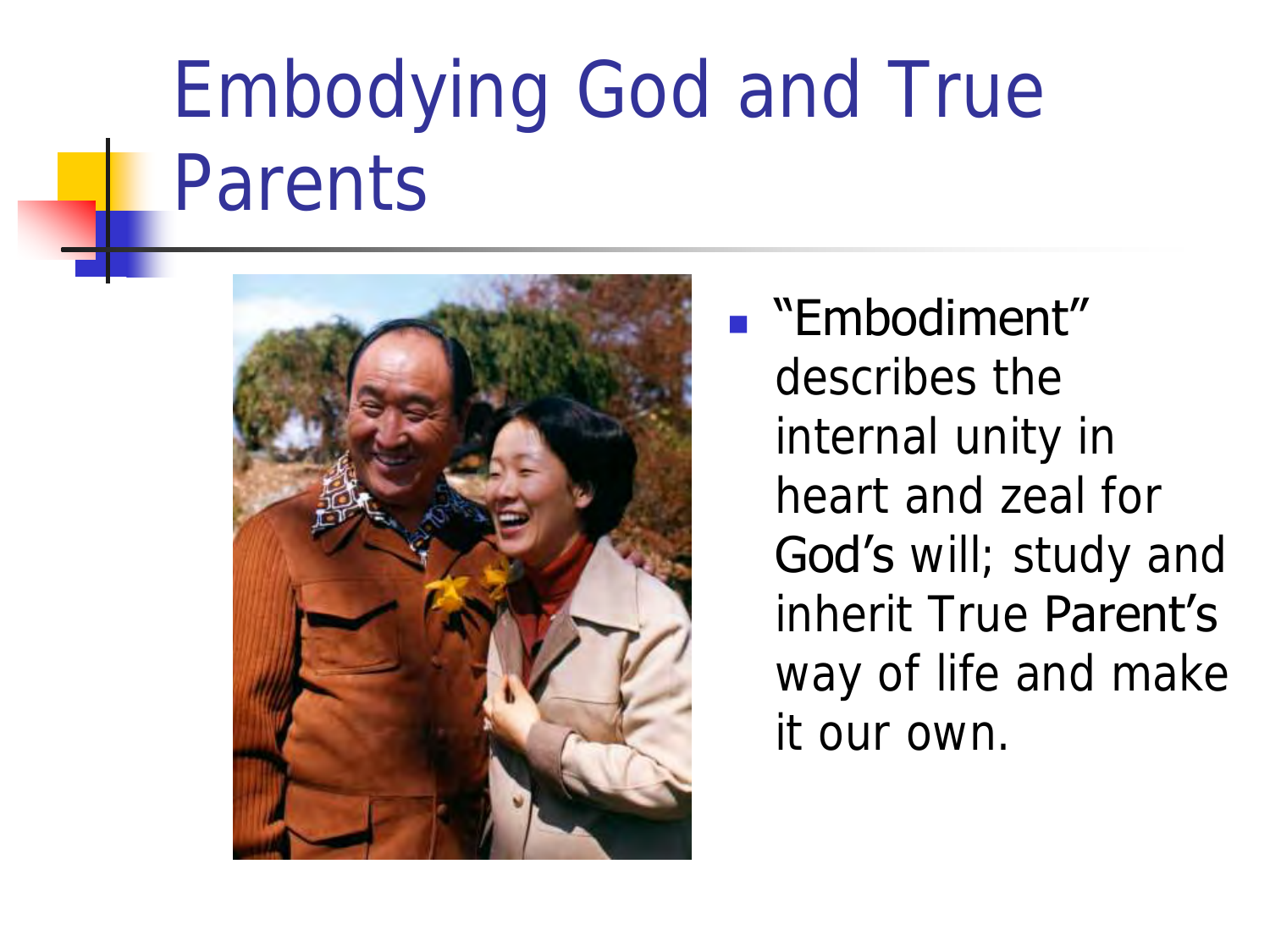# Embodying God and True Parents

- "Embodiment" describes the internal unity in heart and zeal for God's will; study and inherit True Parent's way of life and make it our own.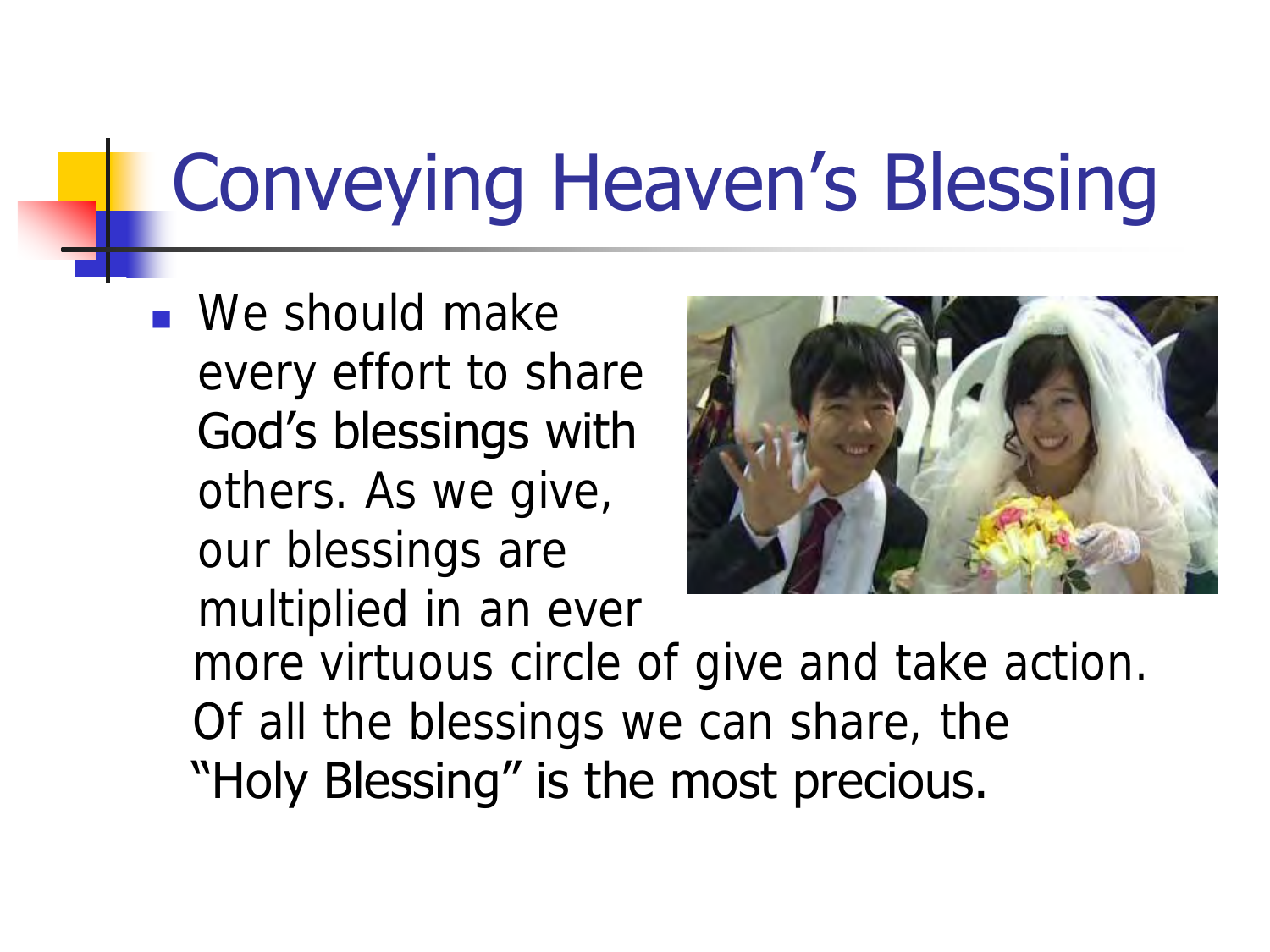# Conveying Heaven's Blessing

- We should make every effort to share God's blessings with others. As we give, our blessings are multiplied in an ever more virtuous circle of give and take action. Of all the blessings we can share, the "Holy Blessing" is the most precious.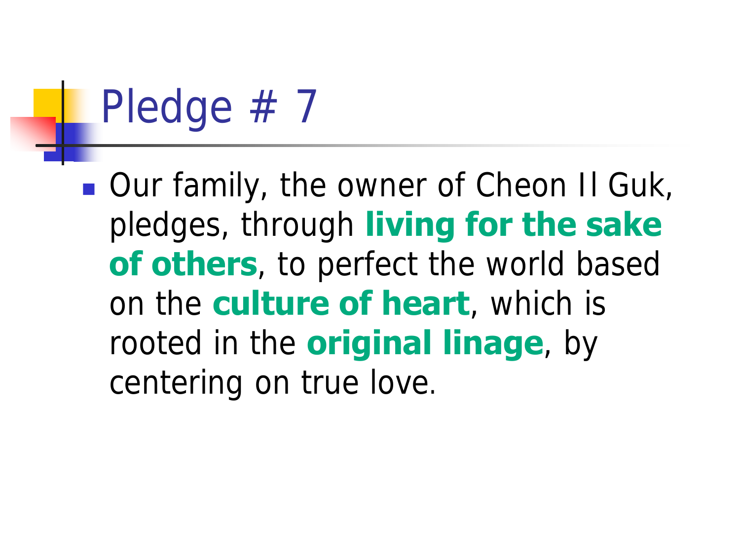# Pledge # 7

- Our family, the owner of Cheon Il Guk, pledges, through **living for the sake of others**, to perfect the world based on the **culture of heart**, which is rooted in the **original linage**, by centering on true love.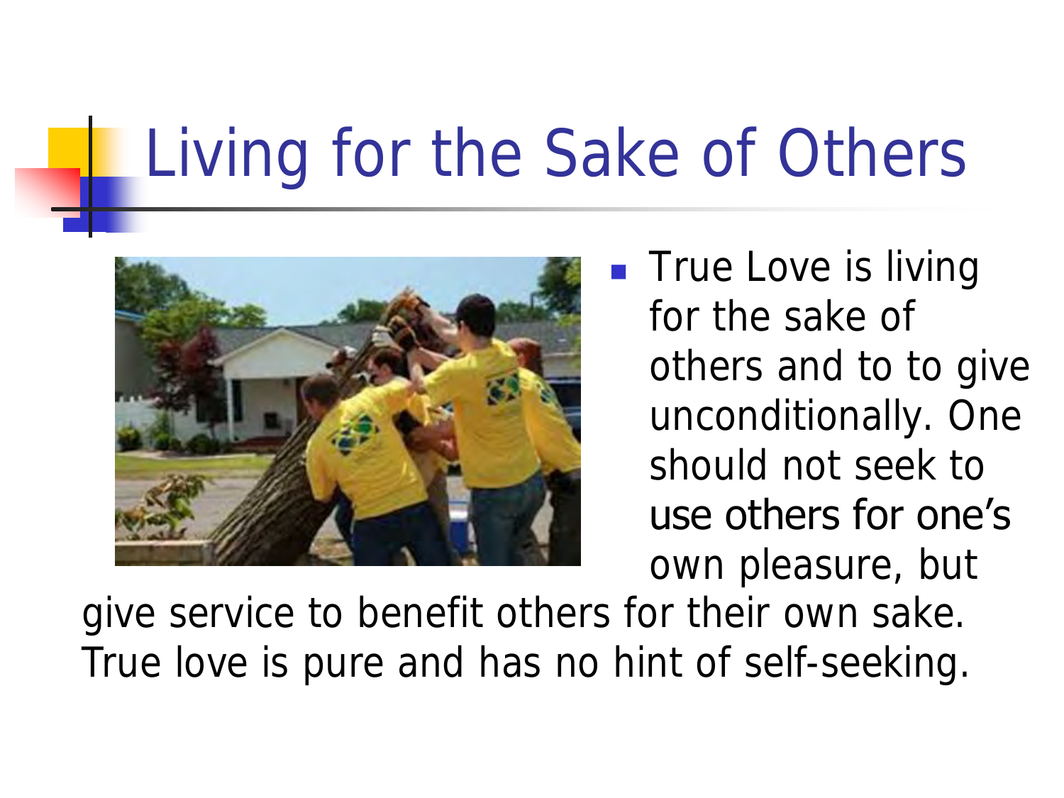# Living for the Sake of Others

- True Love is living for the sake of others and to to give unconditionally. One should not seek to use others for one's own pleasure, but give service to benefit others for their own sake. True love is pure and has no hint of self-seeking.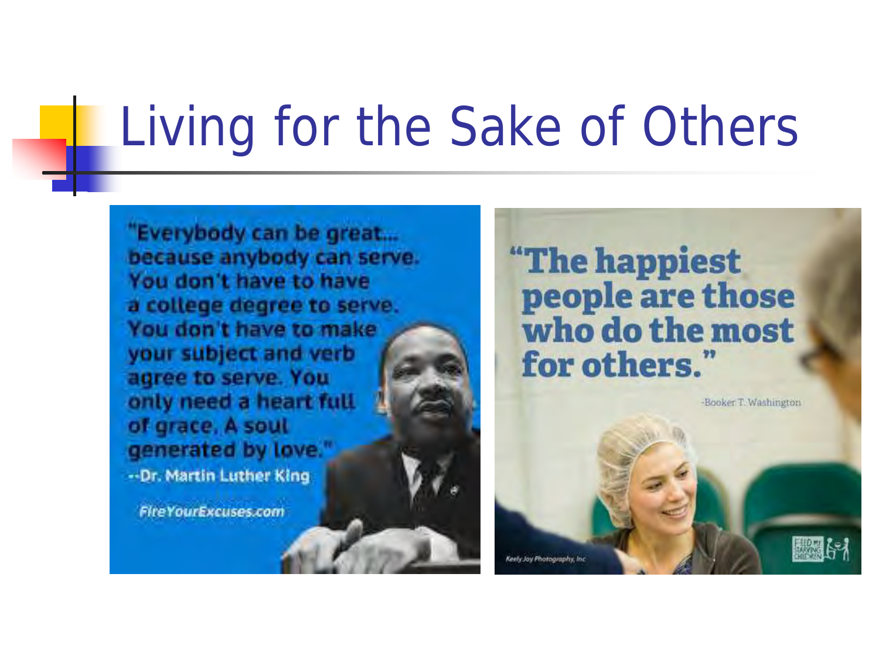# Living for the Sake of Others

"Everybody can be great... because anybody can serve. You don't have to have a college degree to serve. You don't have to make your subject and verb agree to serve. You only need a heart full of grace. A soul generated by love."
--Dr. Martin Luther King

FireYourExcuses.com

"The happiest people are those who do the most for others."
-Booker T. Washington

Keely Joy Photography, Inc

FEED MY STARVING CHILDREN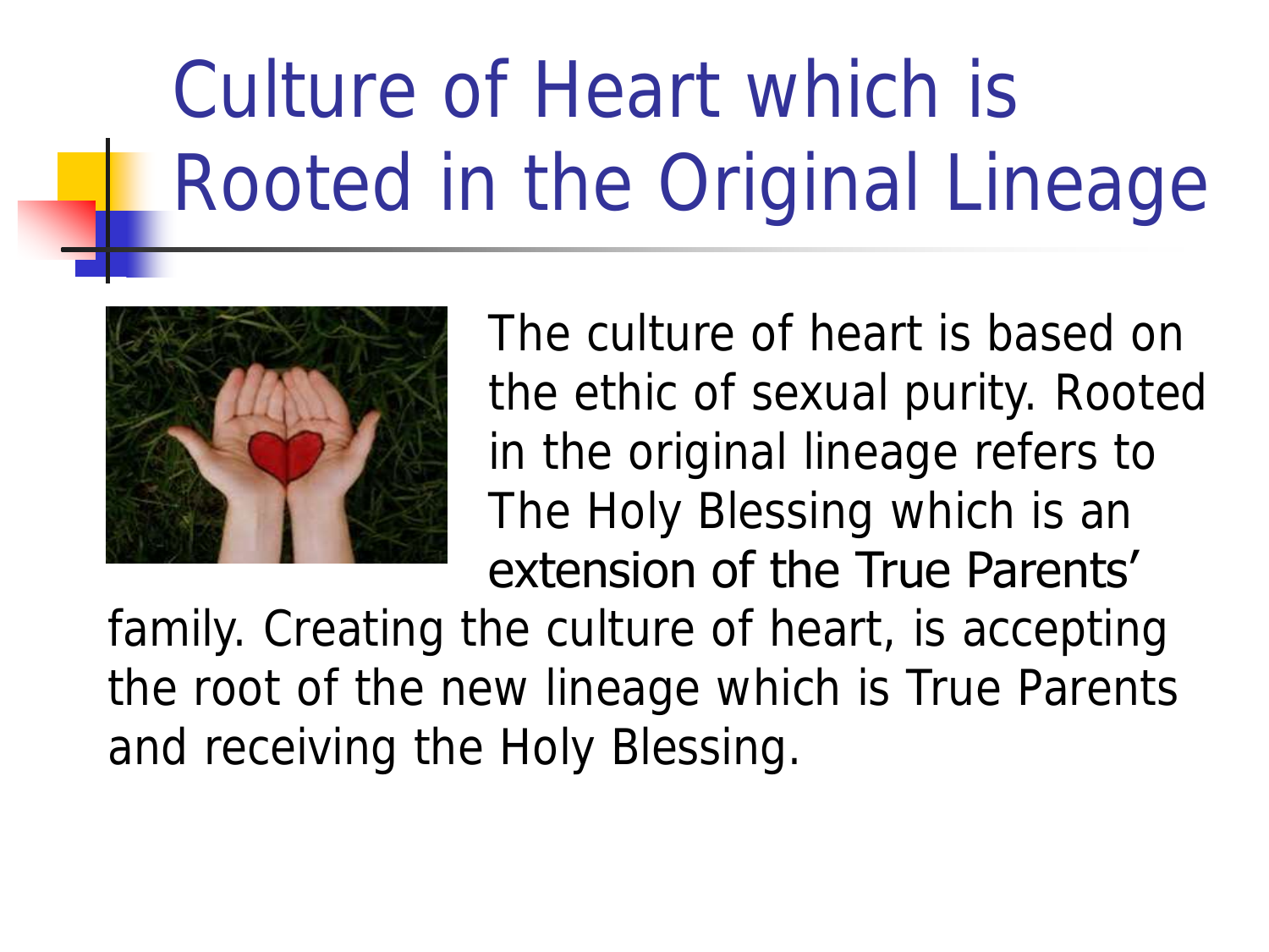# Culture of Heart which is Rooted in the Original Lineage

The culture of heart is based on the ethic of sexual purity. Rooted in the original lineage refers to The Holy Blessing which is an extension of the True Parents' family. Creating the culture of heart, is accepting the root of the new lineage which is True Parents and receiving the Holy Blessing.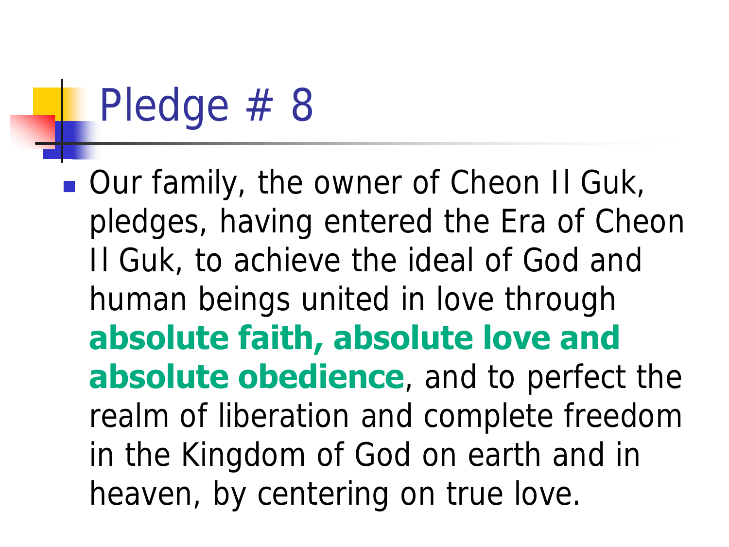# Pledge # 8

- Our family, the owner of Cheon Il Guk, pledges, having entered the Era of Cheon Il Guk, to achieve the ideal of God and human beings united in love through **absolute faith, absolute love and absolute obedience**, and to perfect the realm of liberation and complete freedom in the Kingdom of God on earth and in heaven, by centering on true love.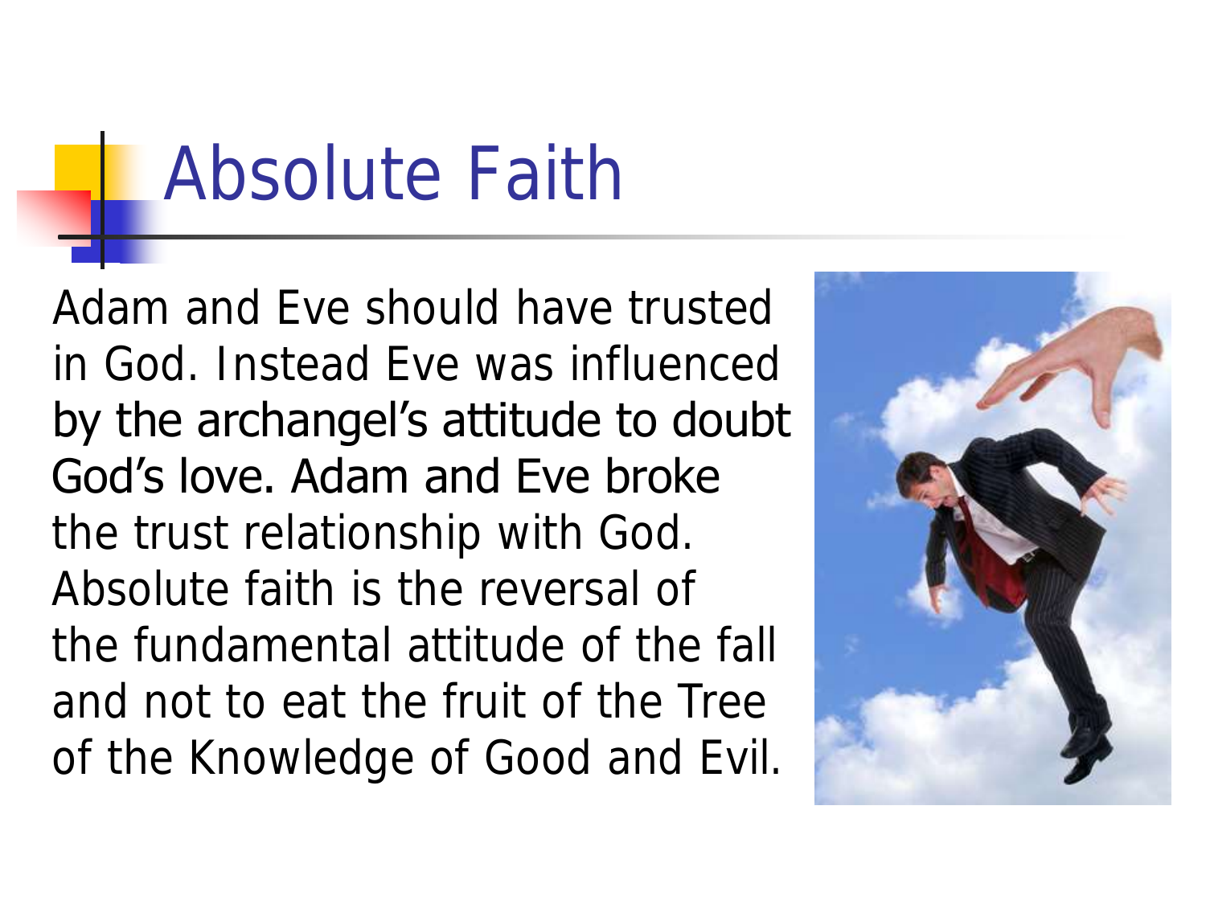# Absolute Faith

Adam and Eve should have trusted in God. Instead Eve was influenced by the archangel's attitude to doubt God's love. Adam and Eve broke the trust relationship with God. Absolute faith is the reversal of the fundamental attitude of the fall and not to eat the fruit of the Tree of the Knowledge of Good and Evil.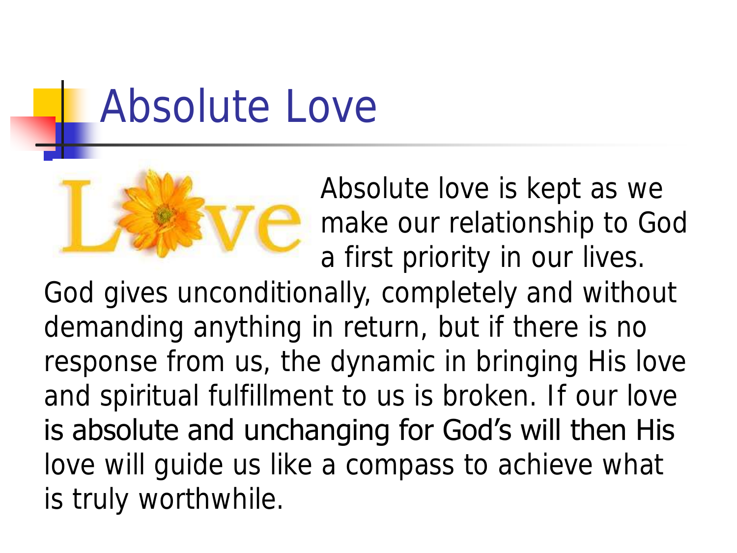# Absolute Love

Absolute love is kept as we make our relationship to God a first priority in our lives. God gives unconditionally, completely and without demanding anything in return, but if there is no response from us, the dynamic in bringing His love and spiritual fulfillment to us is broken. If our love is absolute and unchanging for God's will then His love will guide us like a compass to achieve what is truly worthwhile.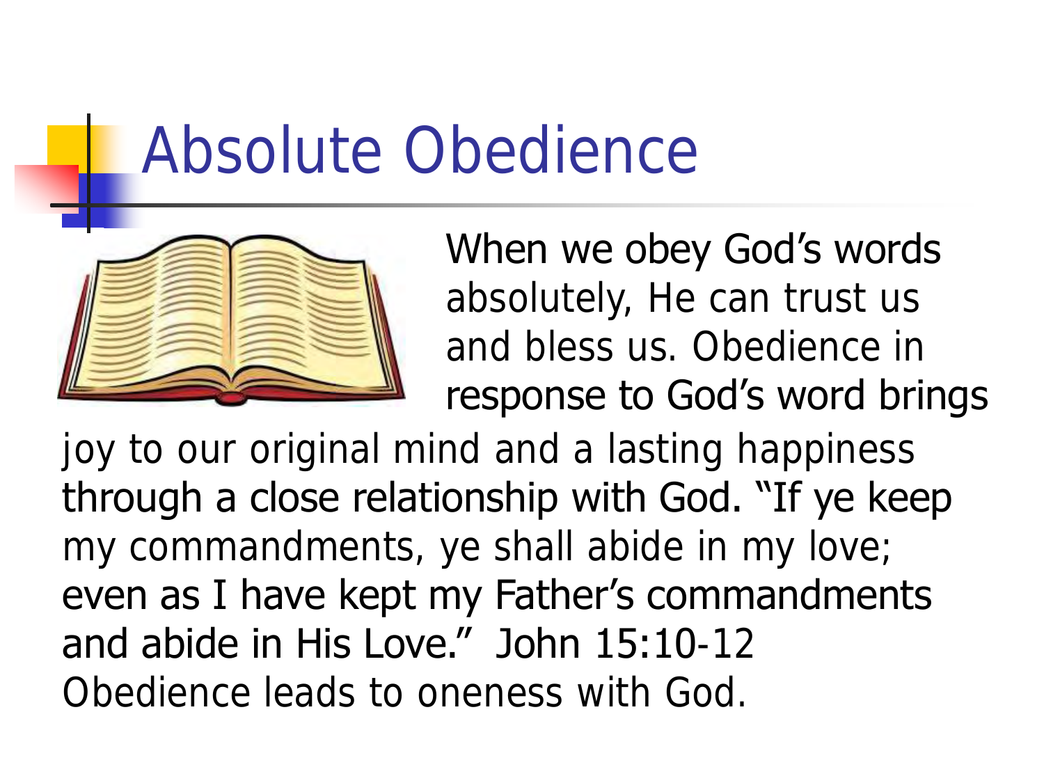# Absolute Obedience

When we obey God's words absolutely, He can trust us and bless us. Obedience in response to God's word brings joy to our original mind and a lasting happiness through a close relationship with God. "If ye keep my commandments, ye shall abide in my love; even as I have kept my Father's commandments and abide in His Love." John 15:10-12 Obedience leads to oneness with God.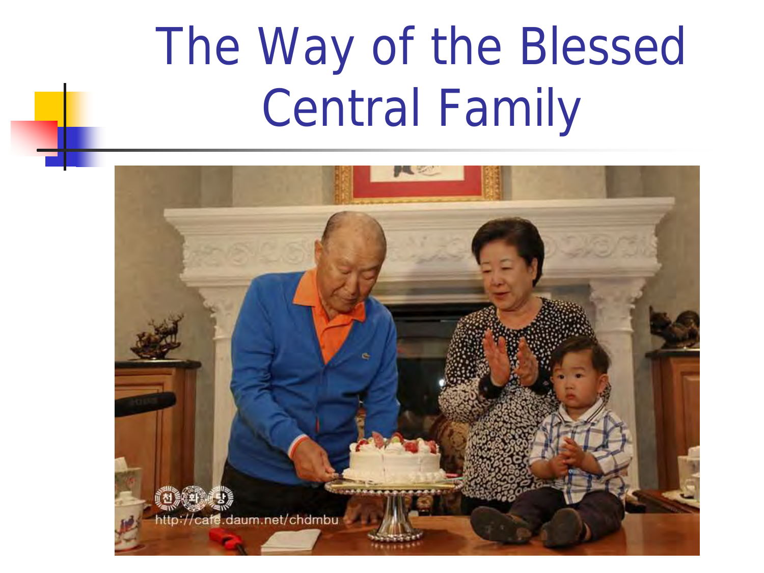# The Way of the Blessed Central Family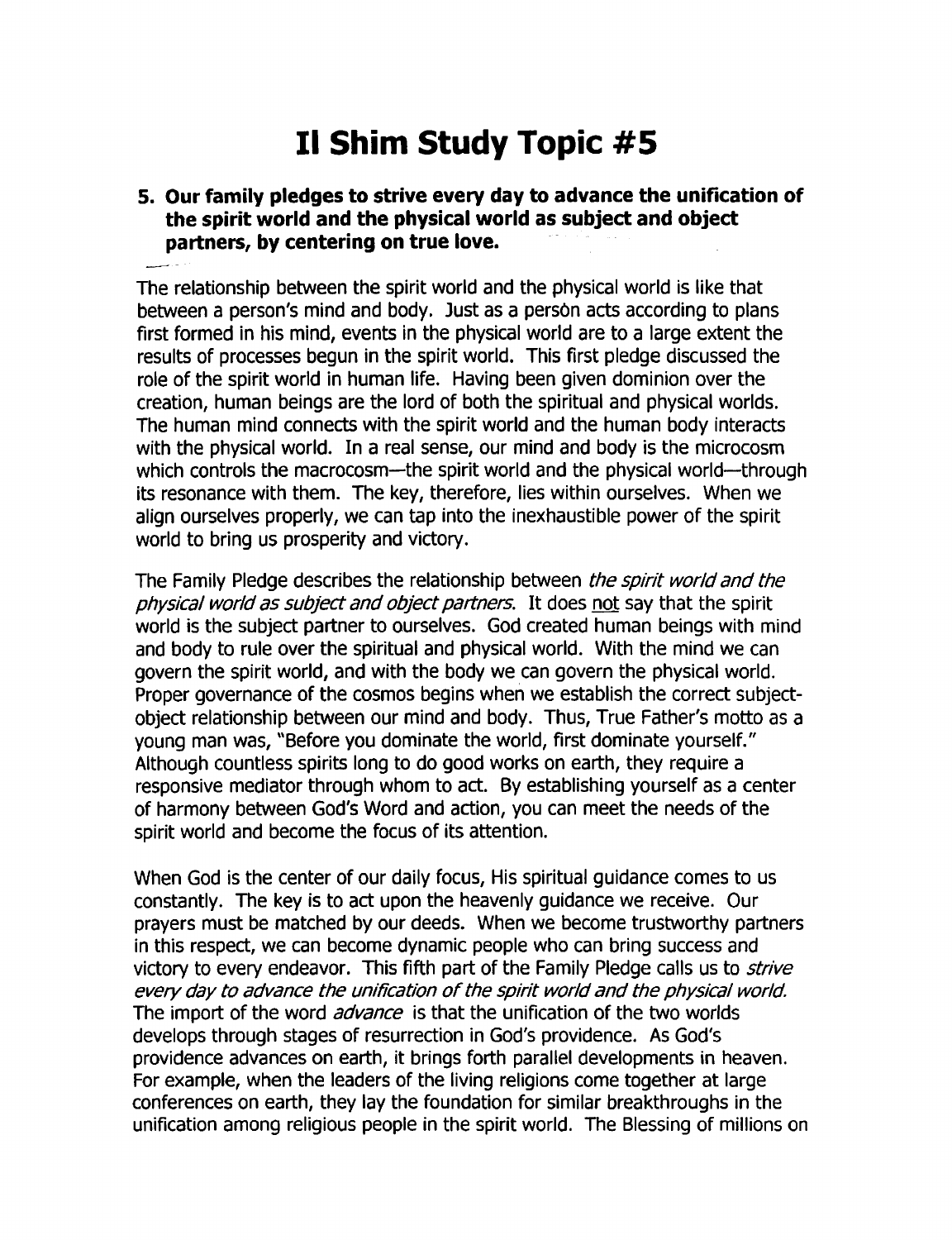# Il Shim Study Topic #5

**5. Our family pledges to strive every day to advance the unification of the spirit world and the physical world as subject and object partners, by centering on true love.**

The relationship between the spirit world and the physical world is like that between a person's mind and body. Just as a person acts according to plans first formed in his mind, events in the physical world are to a large extent the results of processes begun in the spirit world. This first pledge discussed the role of the spirit world in human life. Having been given dominion over the creation, human beings are the lord of both the spiritual and physical worlds. The human mind connects with the spirit world and the human body interacts with the physical world. In a real sense, our mind and body is the microcosm which controls the macrocosm—the spirit world and the physical world—through its resonance with them. The key, therefore, lies within ourselves. When we align ourselves properly, we can tap into the inexhaustible power of the spirit world to bring us prosperity and victory.

The Family Pledge describes the relationship between *the spirit world and the physical world as subject and object partners.* It does not say that the spirit world is the subject partner to ourselves. God created human beings with mind and body to rule over the spiritual and physical world. With the mind we can govern the spirit world, and with the body we can govern the physical world. Proper governance of the cosmos begins when we establish the correct subject-object relationship between our mind and body. Thus, True Father's motto as a young man was, "Before you dominate the world, first dominate yourself." Although countless spirits long to do good works on earth, they require a responsive mediator through whom to act. By establishing yourself as a center of harmony between God's Word and action, you can meet the needs of the spirit world and become the focus of its attention.

When God is the center of our daily focus, His spiritual guidance comes to us constantly. The key is to act upon the heavenly guidance we receive. Our prayers must be matched by our deeds. When we become trustworthy partners in this respect, we can become dynamic people who can bring success and victory to every endeavor. This fifth part of the Family Pledge calls us to *strive every day to advance the unification of the spirit world and the physical world.* The import of the word *advance* is that the unification of the two worlds develops through stages of resurrection in God's providence. As God's providence advances on earth, it brings forth parallel developments in heaven. For example, when the leaders of the living religions come together at large conferences on earth, they lay the foundation for similar breakthroughs in the unification among religious people in the spirit world. The Blessing of millions on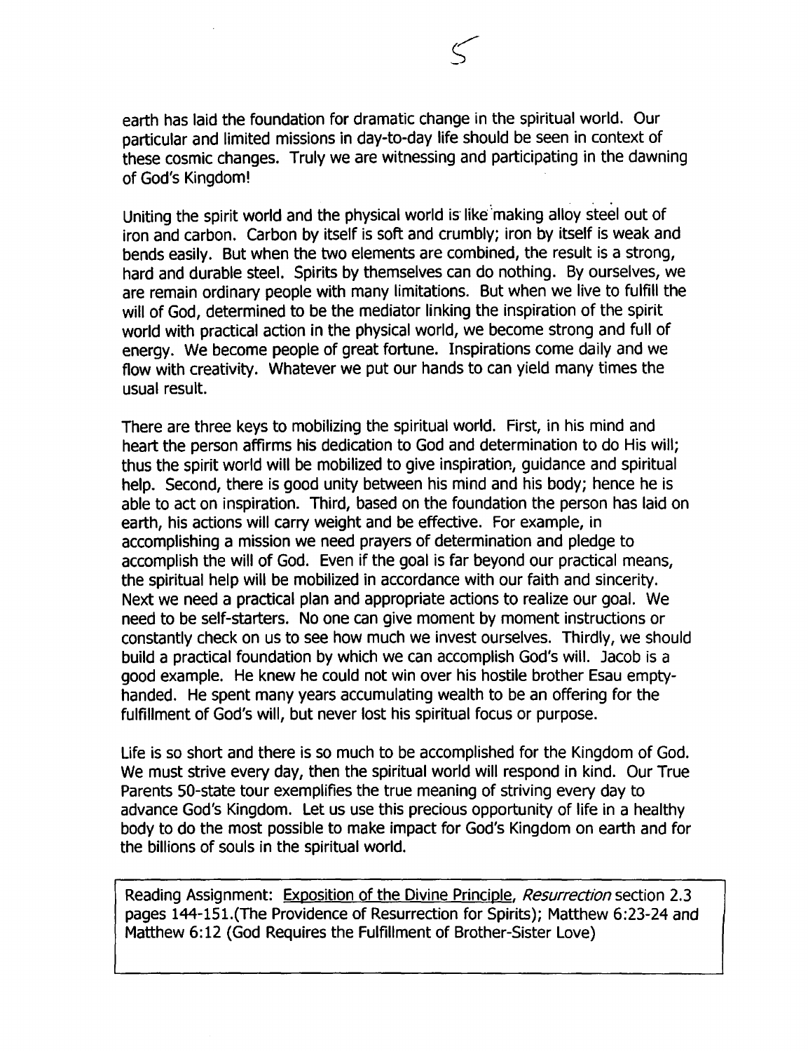earth has laid the foundation for dramatic change in the spiritual world. Our particular and limited missions in day-to-day life should be seen in context of these cosmic changes. Truly we are witnessing and participating in the dawning of God's Kingdom!

Uniting the spirit world and the physical world is like making alloy steel out of iron and carbon. Carbon by itself is soft and crumbly; iron by itself is weak and bends easily. But when the two elements are combined, the result is a strong, hard and durable steel. Spirits by themselves can do nothing. By ourselves, we are remain ordinary people with many limitations. But when we live to fulfill the will of God, determined to be the mediator linking the inspiration of the spirit world with practical action in the physical world, we become strong and full of energy. We become people of great fortune. Inspirations come daily and we flow with creativity. Whatever we put our hands to can yield many times the usual result.

There are three keys to mobilizing the spiritual world. First, in his mind and heart the person affirms his dedication to God and determination to do His will; thus the spirit world will be mobilized to give inspiration, guidance and spiritual help. Second, there is good unity between his mind and his body; hence he is able to act on inspiration. Third, based on the foundation the person has laid on earth, his actions will carry weight and be effective. For example, in accomplishing a mission we need prayers of determination and pledge to accomplish the will of God. Even if the goal is far beyond our practical means, the spiritual help will be mobilized in accordance with our faith and sincerity. Next we need a practical plan and appropriate actions to realize our goal. We need to be self-starters. No one can give moment by moment instructions or constantly check on us to see how much we invest ourselves. Thirdly, we should build a practical foundation by which we can accomplish God's will. Jacob is a good example. He knew he could not win over his hostile brother Esau empty-handed. He spent many years accumulating wealth to be an offering for the fulfillment of God's will, but never lost his spiritual focus or purpose.

Life is so short and there is so much to be accomplished for the Kingdom of God. We must strive every day, then the spiritual world will respond in kind. Our True Parents 50-state tour exemplifies the true meaning of striving every day to advance God's Kingdom. Let us use this precious opportunity of life in a healthy body to do the most possible to make impact for God's Kingdom on earth and for the billions of souls in the spiritual world.

Reading Assignment: Exposition of the Divine Principle, *Resurrection* section 2.3 pages 144-151.(The Providence of Resurrection for Spirits); Matthew 6:23-24 and Matthew 6:12 (God Requires the Fulfillment of Brother-Sister Love)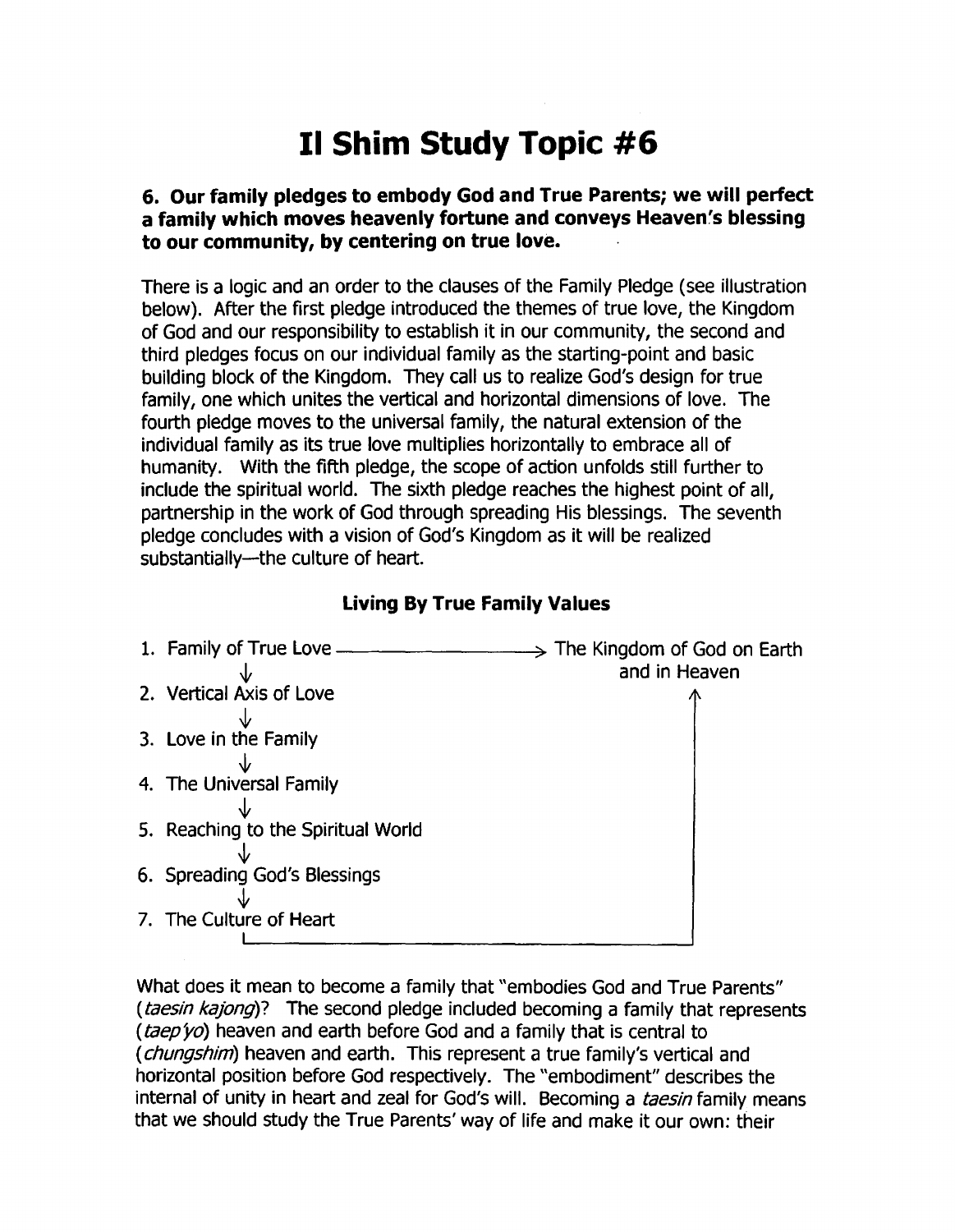# Il Shim Study Topic #6

**6. Our family pledges to embody God and True Parents; we will perfect a family which moves heavenly fortune and conveys Heaven's blessing to our community, by centering on true love.**

There is a logic and an order to the clauses of the Family Pledge (see illustration below). After the first pledge introduced the themes of true love, the Kingdom of God and our responsibility to establish it in our community, the second and third pledges focus on our individual family as the starting-point and basic building block of the Kingdom. They call us to realize God's design for true family, one which unites the vertical and horizontal dimensions of love. The fourth pledge moves to the universal family, the natural extension of the individual family as its true love multiplies horizontally to embrace all of humanity. With the fifth pledge, the scope of action unfolds still further to include the spiritual world. The sixth pledge reaches the highest point of all, partnership in the work of God through spreading His blessings. The seventh pledge concludes with a vision of God's Kingdom as it will be realized substantially—the culture of heart.

### Living By True Family Values

1. Family of True Love → The Kingdom of God on Earth and in Heaven
2. Vertical Axis of Love
3. Love in the Family
4. The Universal Family
5. Reaching to the Spiritual World
6. Spreading God's Blessings
7. The Culture of Heart

What does it mean to become a family that "embodies God and True Parents" (*taesin kajong*)? The second pledge included becoming a family that represents (*taep'yo*) heaven and earth before God and a family that is central to (*chungshim*) heaven and earth. This represent a true family's vertical and horizontal position before God respectively. The "embodiment" describes the internal of unity in heart and zeal for God's will. Becoming a *taesin* family means that we should study the True Parents' way of life and make it our own: their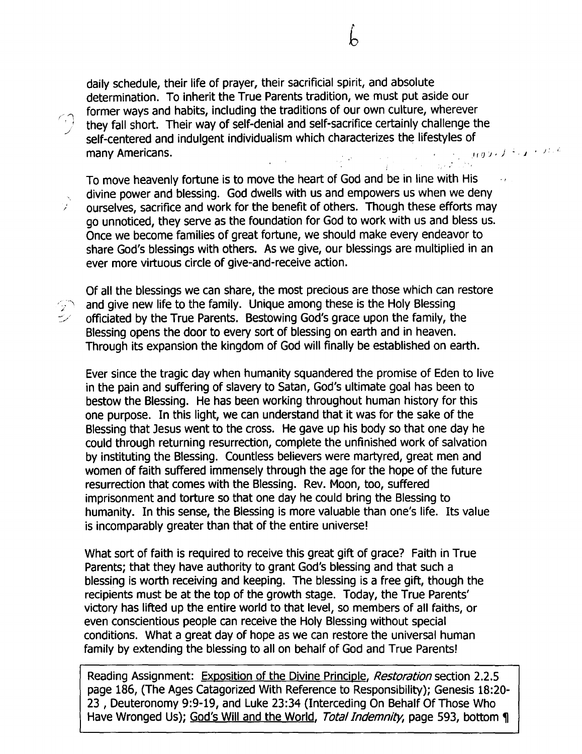daily schedule, their life of prayer, their sacrificial spirit, and absolute determination. To inherit the True Parents tradition, we must put aside our former ways and habits, including the traditions of our own culture, wherever they fall short. Their way of self-denial and self-sacrifice certainly challenge the self-centered and indulgent individualism which characterizes the lifestyles of many Americans.

To move heavenly fortune is to move the heart of God and be in line with His divine power and blessing. God dwells with us and empowers us when we deny ourselves, sacrifice and work for the benefit of others. Though these efforts may go unnoticed, they serve as the foundation for God to work with us and bless us. Once we become families of great fortune, we should make every endeavor to share God's blessings with others. As we give, our blessings are multiplied in an ever more virtuous circle of give-and-receive action.

Of all the blessings we can share, the most precious are those which can restore and give new life to the family. Unique among these is the Holy Blessing officiated by the True Parents. Bestowing God's grace upon the family, the Blessing opens the door to every sort of blessing on earth and in heaven. Through its expansion the kingdom of God will finally be established on earth.

Ever since the tragic day when humanity squandered the promise of Eden to live in the pain and suffering of slavery to Satan, God's ultimate goal has been to bestow the Blessing. He has been working throughout human history for this one purpose. In this light, we can understand that it was for the sake of the Blessing that Jesus went to the cross. He gave up his body so that one day he could through returning resurrection, complete the unfinished work of salvation by instituting the Blessing. Countless believers were martyred, great men and women of faith suffered immensely through the age for the hope of the future resurrection that comes with the Blessing. Rev. Moon, too, suffered imprisonment and torture so that one day he could bring the Blessing to humanity. In this sense, the Blessing is more valuable than one's life. Its value is incomparably greater than that of the entire universe!

What sort of faith is required to receive this great gift of grace? Faith in True Parents; that they have authority to grant God's blessing and that such a blessing is worth receiving and keeping. The blessing is a free gift, though the recipients must be at the top of the growth stage. Today, the True Parents' victory has lifted up the entire world to that level, so members of all faiths, or even conscientious people can receive the Holy Blessing without special conditions. What a great day of hope as we can restore the universal human family by extending the blessing to all on behalf of God and True Parents!

Reading Assignment: Exposition of the Divine Principle, *Restoration* section 2.2.5 page 186, (The Ages Catagorized With Reference to Responsibility); Genesis 18:20-23 , Deuteronomy 9:9-19, and Luke 23:34 (Interceding On Behalf Of Those Who Have Wronged Us); God's Will and the World, *Total Indemnity*, page 593, bottom ¶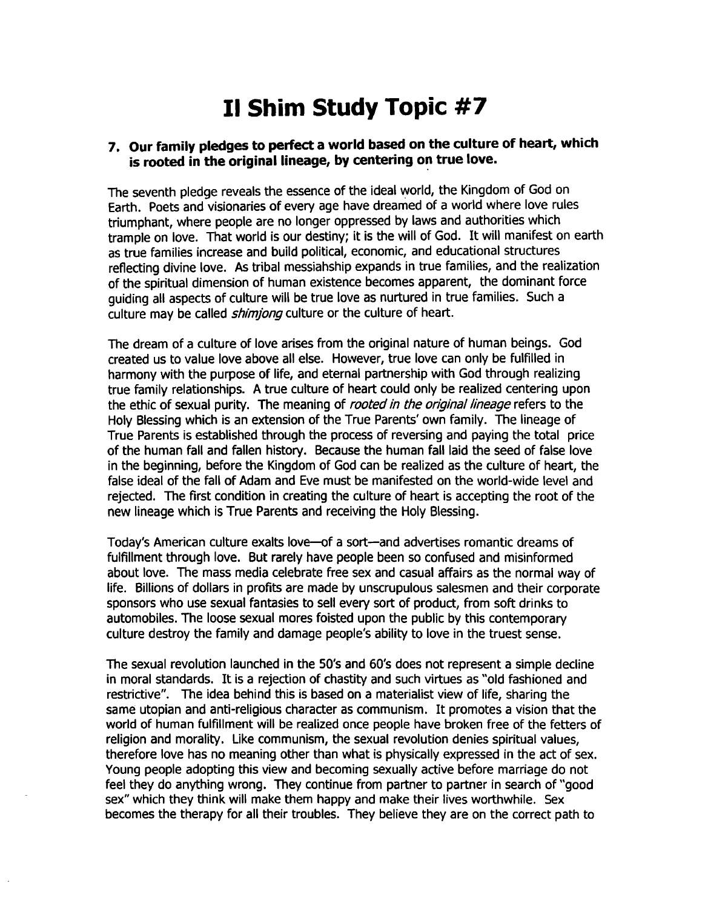# Il Shim Study Topic #7

## 7. Our family pledges to perfect a world based on the culture of heart, which is rooted in the original lineage, by centering on true love.

The seventh pledge reveals the essence of the ideal world, the Kingdom of God on Earth. Poets and visionaries of every age have dreamed of a world where love rules triumphant, where people are no longer oppressed by laws and authorities which trample on love. That world is our destiny; it is the will of God. It will manifest on earth as true families increase and build political, economic, and educational structures reflecting divine love. As tribal messiahship expands in true families, and the realization of the spiritual dimension of human existence becomes apparent, the dominant force guiding all aspects of culture will be true love as nurtured in true families. Such a culture may be called *shimjong* culture or the culture of heart.

The dream of a culture of love arises from the original nature of human beings. God created us to value love above all else. However, true love can only be fulfilled in harmony with the purpose of life, and eternal partnership with God through realizing true family relationships. A true culture of heart could only be realized centering upon the ethic of sexual purity. The meaning of *rooted in the original lineage* refers to the Holy Blessing which is an extension of the True Parents' own family. The lineage of True Parents is established through the process of reversing and paying the total price of the human fall and fallen history. Because the human fall laid the seed of false love in the beginning, before the Kingdom of God can be realized as the culture of heart, the false ideal of the fall of Adam and Eve must be manifested on the world-wide level and rejected. The first condition in creating the culture of heart is accepting the root of the new lineage which is True Parents and receiving the Holy Blessing.

Today's American culture exalts love—of a sort—and advertises romantic dreams of fulfillment through love. But rarely have people been so confused and misinformed about love. The mass media celebrate free sex and casual affairs as the normal way of life. Billions of dollars in profits are made by unscrupulous salesmen and their corporate sponsors who use sexual fantasies to sell every sort of product, from soft drinks to automobiles. The loose sexual mores foisted upon the public by this contemporary culture destroy the family and damage people's ability to love in the truest sense.

The sexual revolution launched in the 50's and 60's does not represent a simple decline in moral standards. It is a rejection of chastity and such virtues as "old fashioned and restrictive". The idea behind this is based on a materialist view of life, sharing the same utopian and anti-religious character as communism. It promotes a vision that the world of human fulfillment will be realized once people have broken free of the fetters of religion and morality. Like communism, the sexual revolution denies spiritual values, therefore love has no meaning other than what is physically expressed in the act of sex. Young people adopting this view and becoming sexually active before marriage do not feel they do anything wrong. They continue from partner to partner in search of "good sex" which they think will make them happy and make their lives worthwhile. Sex becomes the therapy for all their troubles. They believe they are on the correct path to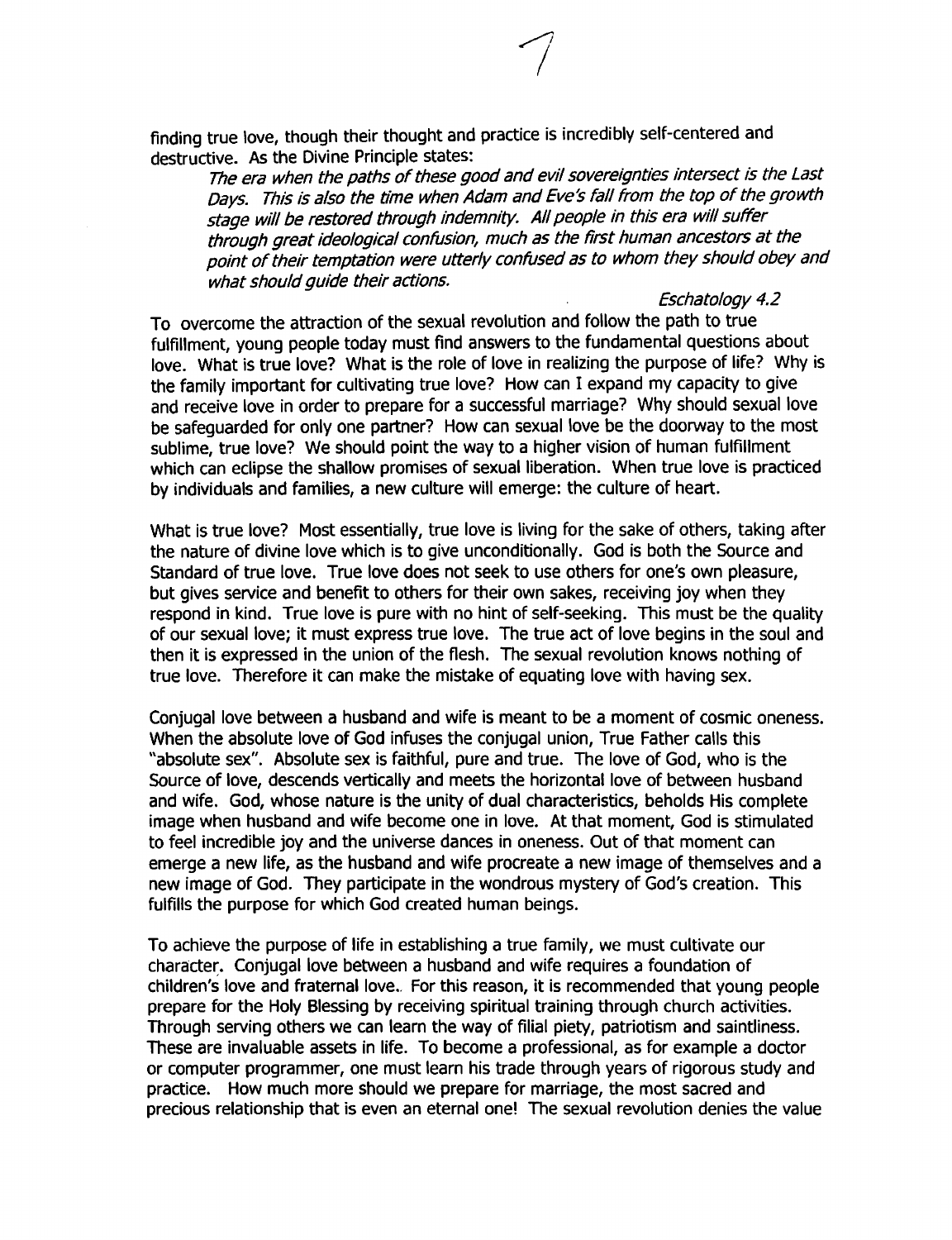finding true love, though their thought and practice is incredibly self-centered and destructive. As the Divine Principle states:

> *The era when the paths of these good and evil sovereignties intersect is the Last Days. This is also the time when Adam and Eve's fall from the top of the growth stage will be restored through indemnity. All people in this era will suffer through great ideological confusion, much as the first human ancestors at the point of their temptation were utterly confused as to whom they should obey and what should guide their actions.*
>
> *Eschatology 4.2*

To overcome the attraction of the sexual revolution and follow the path to true fulfillment, young people today must find answers to the fundamental questions about love. What is true love? What is the role of love in realizing the purpose of life? Why is the family important for cultivating true love? How can I expand my capacity to give and receive love in order to prepare for a successful marriage? Why should sexual love be safeguarded for only one partner? How can sexual love be the doorway to the most sublime, true love? We should point the way to a higher vision of human fulfillment which can eclipse the shallow promises of sexual liberation. When true love is practiced by individuals and families, a new culture will emerge: the culture of heart.

What is true love? Most essentially, true love is living for the sake of others, taking after the nature of divine love which is to give unconditionally. God is both the Source and Standard of true love. True love does not seek to use others for one's own pleasure, but gives service and benefit to others for their own sakes, receiving joy when they respond in kind. True love is pure with no hint of self-seeking. This must be the quality of our sexual love; it must express true love. The true act of love begins in the soul and then it is expressed in the union of the flesh. The sexual revolution knows nothing of true love. Therefore it can make the mistake of equating love with having sex.

Conjugal love between a husband and wife is meant to be a moment of cosmic oneness. When the absolute love of God infuses the conjugal union, True Father calls this "absolute sex". Absolute sex is faithful, pure and true. The love of God, who is the Source of love, descends vertically and meets the horizontal love of between husband and wife. God, whose nature is the unity of dual characteristics, beholds His complete image when husband and wife become one in love. At that moment, God is stimulated to feel incredible joy and the universe dances in oneness. Out of that moment can emerge a new life, as the husband and wife procreate a new image of themselves and a new image of God. They participate in the wondrous mystery of God's creation. This fulfills the purpose for which God created human beings.

To achieve the purpose of life in establishing a true family, we must cultivate our character. Conjugal love between a husband and wife requires a foundation of children's love and fraternal love. For this reason, it is recommended that young people prepare for the Holy Blessing by receiving spiritual training through church activities. Through serving others we can learn the way of filial piety, patriotism and saintliness. These are invaluable assets in life. To become a professional, as for example a doctor or computer programmer, one must learn his trade through years of rigorous study and practice. How much more should we prepare for marriage, the most sacred and precious relationship that is even an eternal one! The sexual revolution denies the value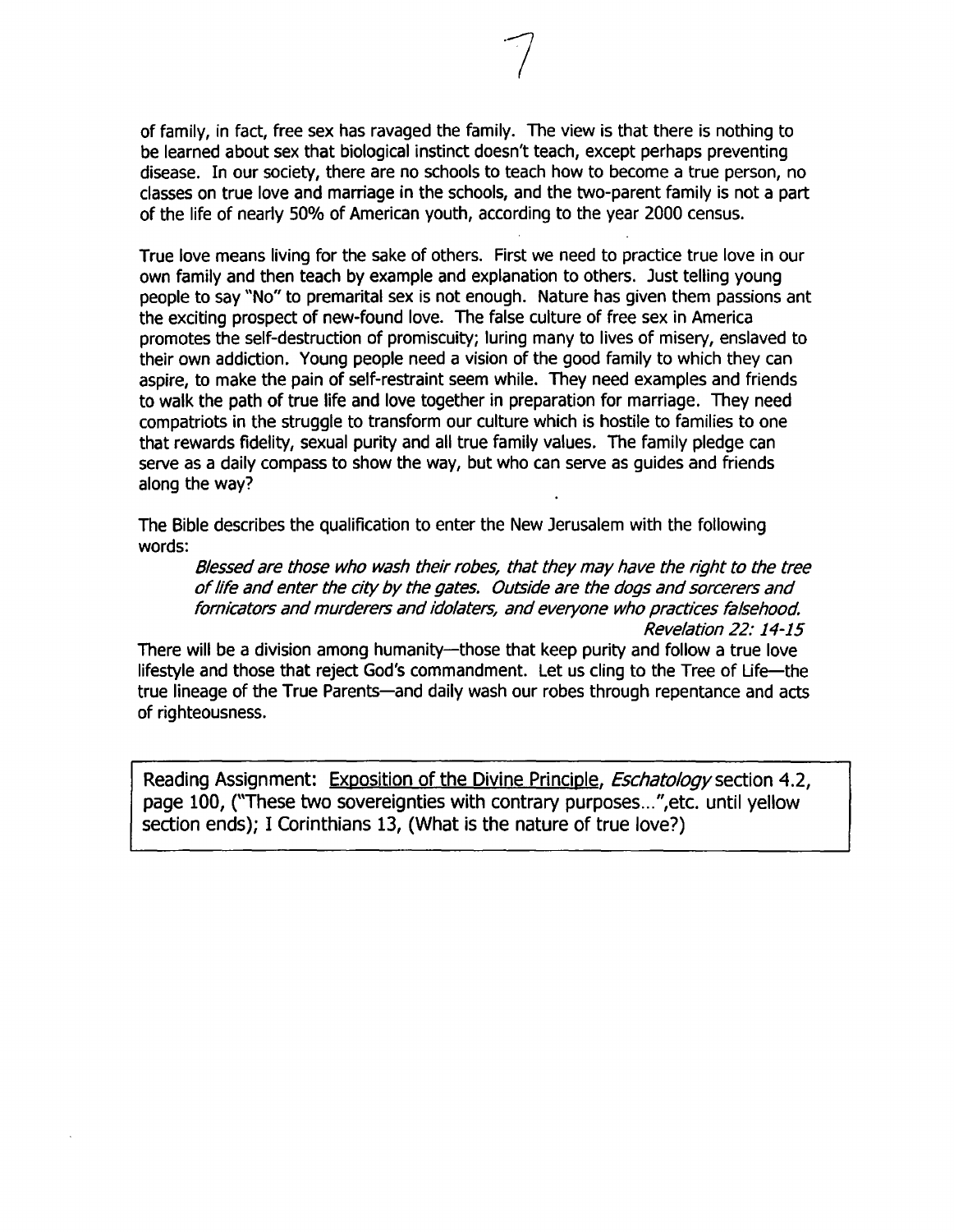of family, in fact, free sex has ravaged the family. The view is that there is nothing to be learned about sex that biological instinct doesn't teach, except perhaps preventing disease. In our society, there are no schools to teach how to become a true person, no classes on true love and marriage in the schools, and the two-parent family is not a part of the life of nearly 50% of American youth, according to the year 2000 census.

True love means living for the sake of others. First we need to practice true love in our own family and then teach by example and explanation to others. Just telling young people to say "No" to premarital sex is not enough. Nature has given them passions ant the exciting prospect of new-found love. The false culture of free sex in America promotes the self-destruction of promiscuity; luring many to lives of misery, enslaved to their own addiction. Young people need a vision of the good family to which they can aspire, to make the pain of self-restraint seem while. They need examples and friends to walk the path of true life and love together in preparation for marriage. They need compatriots in the struggle to transform our culture which is hostile to families to one that rewards fidelity, sexual purity and all true family values. The family pledge can serve as a daily compass to show the way, but who can serve as guides and friends along the way?

The Bible describes the qualification to enter the New Jerusalem with the following words:

> *Blessed are those who wash their robes, that they may have the right to the tree of life and enter the city by the gates. Outside are the dogs and sorcerers and fornicators and murderers and idolaters, and everyone who practices falsehood.*
>
> *Revelation 22: 14-15*

There will be a division among humanity—those that keep purity and follow a true love lifestyle and those that reject God's commandment. Let us cling to the Tree of Life—the true lineage of the True Parents—and daily wash our robes through repentance and acts of righteousness.

Reading Assignment: Exposition of the Divine Principle, *Eschatology* section 4.2, page 100, ("These two sovereignties with contrary purposes...",etc. until yellow section ends); I Corinthians 13, (What is the nature of true love?)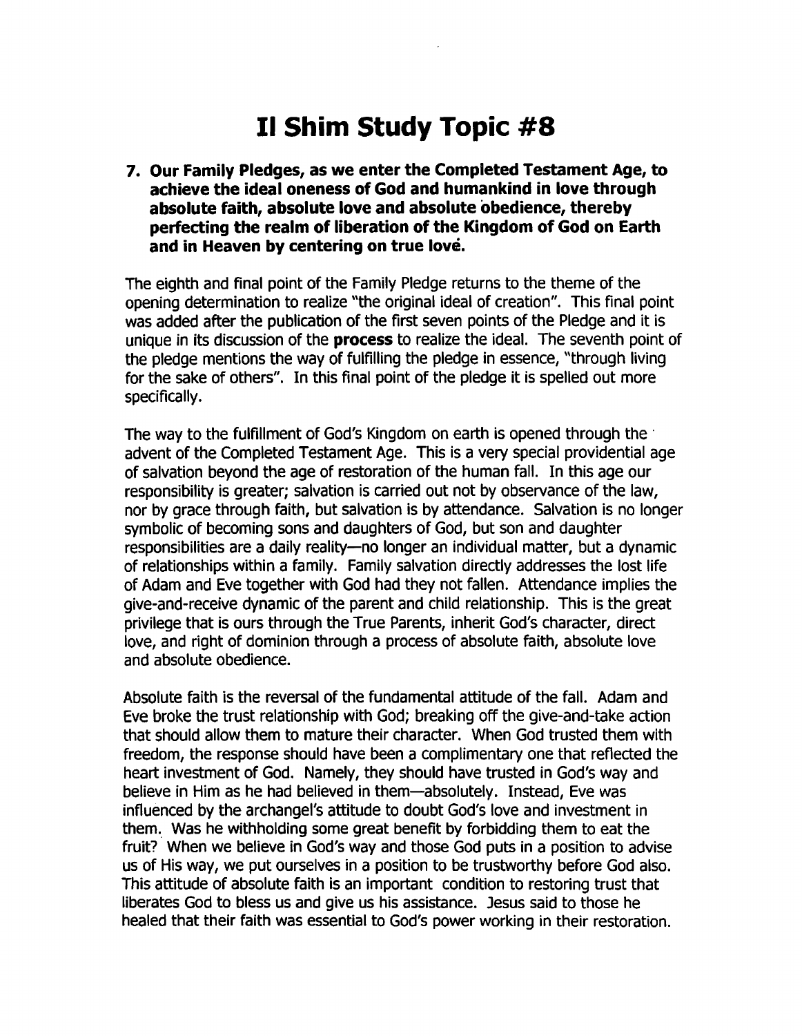# Il Shim Study Topic #8

**7. Our Family Pledges, as we enter the Completed Testament Age, to achieve the ideal oneness of God and humankind in love through absolute faith, absolute love and absolute obedience, thereby perfecting the realm of liberation of the Kingdom of God on Earth and in Heaven by centering on true love.**

The eighth and final point of the Family Pledge returns to the theme of the opening determination to realize "the original ideal of creation". This final point was added after the publication of the first seven points of the Pledge and it is unique in its discussion of the **process** to realize the ideal. The seventh point of the pledge mentions the way of fulfilling the pledge in essence, "through living for the sake of others". In this final point of the pledge it is spelled out more specifically.

The way to the fulfillment of God's Kingdom on earth is opened through the advent of the Completed Testament Age. This is a very special providential age of salvation beyond the age of restoration of the human fall. In this age our responsibility is greater; salvation is carried out not by observance of the law, nor by grace through faith, but salvation is by attendance. Salvation is no longer symbolic of becoming sons and daughters of God, but son and daughter responsibilities are a daily reality—no longer an individual matter, but a dynamic of relationships within a family. Family salvation directly addresses the lost life of Adam and Eve together with God had they not fallen. Attendance implies the give-and-receive dynamic of the parent and child relationship. This is the great privilege that is ours through the True Parents, inherit God's character, direct love, and right of dominion through a process of absolute faith, absolute love and absolute obedience.

Absolute faith is the reversal of the fundamental attitude of the fall. Adam and Eve broke the trust relationship with God; breaking off the give-and-take action that should allow them to mature their character. When God trusted them with freedom, the response should have been a complimentary one that reflected the heart investment of God. Namely, they should have trusted in God's way and believe in Him as he had believed in them—absolutely. Instead, Eve was influenced by the archangel's attitude to doubt God's love and investment in them. Was he withholding some great benefit by forbidding them to eat the fruit? When we believe in God's way and those God puts in a position to advise us of His way, we put ourselves in a position to be trustworthy before God also. This attitude of absolute faith is an important condition to restoring trust that liberates God to bless us and give us his assistance. Jesus said to those he healed that their faith was essential to God's power working in their restoration.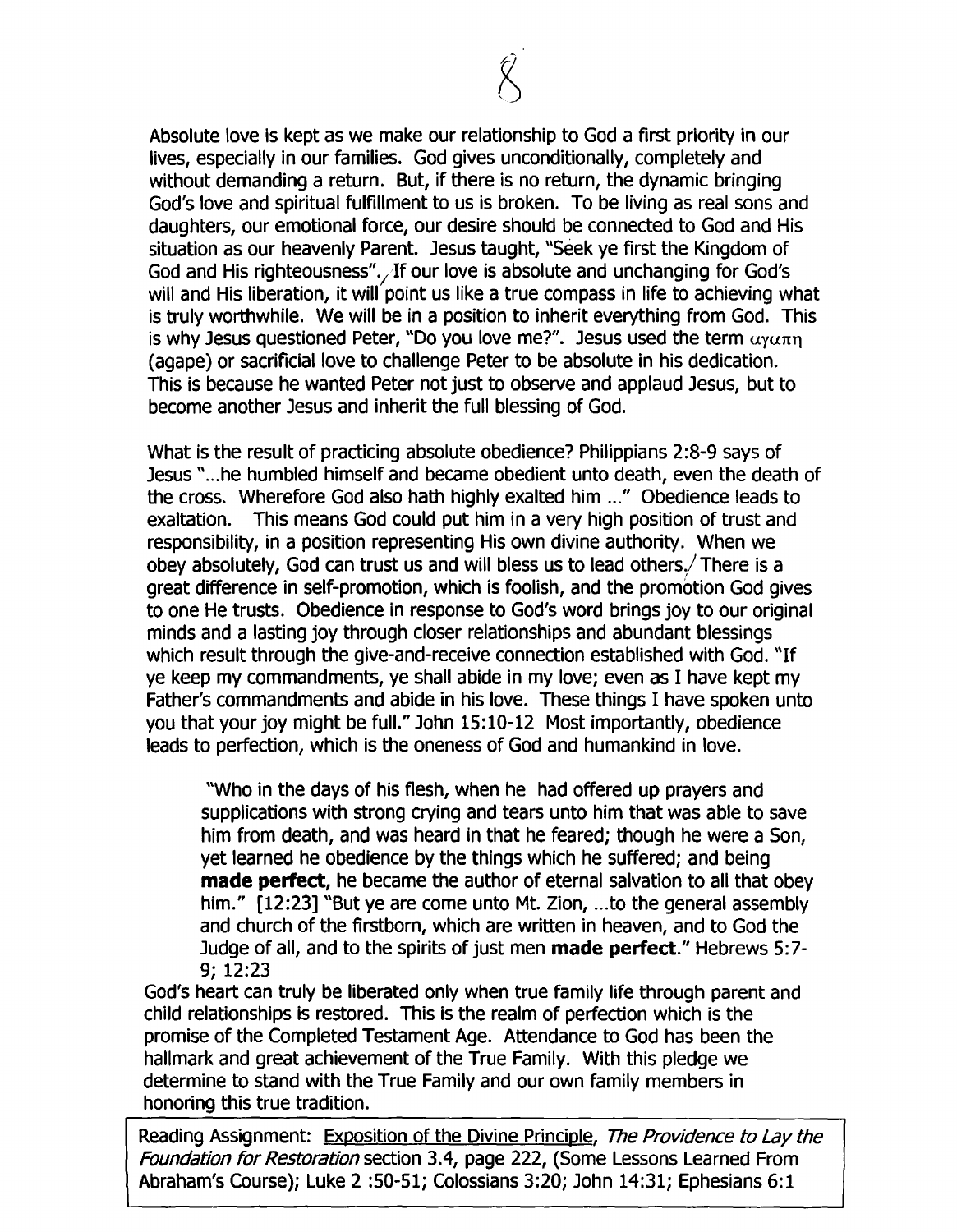Absolute love is kept as we make our relationship to God a first priority in our lives, especially in our families. God gives unconditionally, completely and without demanding a return. But, if there is no return, the dynamic bringing God's love and spiritual fulfillment to us is broken. To be living as real sons and daughters, our emotional force, our desire should be connected to God and His situation as our heavenly Parent. Jesus taught, "Seek ye first the Kingdom of God and His righteousness". If our love is absolute and unchanging for God's will and His liberation, it will point us like a true compass in life to achieving what is truly worthwhile. We will be in a position to inherit everything from God. This is why Jesus questioned Peter, "Do you love me?". Jesus used the term αγαπη (agape) or sacrificial love to challenge Peter to be absolute in his dedication. This is because he wanted Peter not just to observe and applaud Jesus, but to become another Jesus and inherit the full blessing of God.

What is the result of practicing absolute obedience? Philippians 2:8-9 says of Jesus "...he humbled himself and became obedient unto death, even the death of the cross. Wherefore God also hath highly exalted him ..." Obedience leads to exaltation. This means God could put him in a very high position of trust and responsibility, in a position representing His own divine authority. When we obey absolutely, God can trust us and will bless us to lead others. There is a great difference in self-promotion, which is foolish, and the promotion God gives to one He trusts. Obedience in response to God's word brings joy to our original minds and a lasting joy through closer relationships and abundant blessings which result through the give-and-receive connection established with God. "If ye keep my commandments, ye shall abide in my love; even as I have kept my Father's commandments and abide in his love. These things I have spoken unto you that your joy might be full." John 15:10-12 Most importantly, obedience leads to perfection, which is the oneness of God and humankind in love.

> "Who in the days of his flesh, when he had offered up prayers and supplications with strong crying and tears unto him that was able to save him from death, and was heard in that he feared; though he were a Son, yet learned he obedience by the things which he suffered; and being **made perfect**, he became the author of eternal salvation to all that obey him." [12:23] "But ye are come unto Mt. Zion, ...to the general assembly and church of the firstborn, which are written in heaven, and to God the Judge of all, and to the spirits of just men **made perfect**." Hebrews 5:7-9; 12:23

God's heart can truly be liberated only when true family life through parent and child relationships is restored. This is the realm of perfection which is the promise of the Completed Testament Age. Attendance to God has been the hallmark and great achievement of the True Family. With this pledge we determine to stand with the True Family and our own family members in honoring this true tradition.

Reading Assignment: Exposition of the Divine Principle, *The Providence to Lay the Foundation for Restoration* section 3.4, page 222, (Some Lessons Learned From Abraham's Course); Luke 2 :50-51; Colossians 3:20; John 14:31; Ephesians 6:1